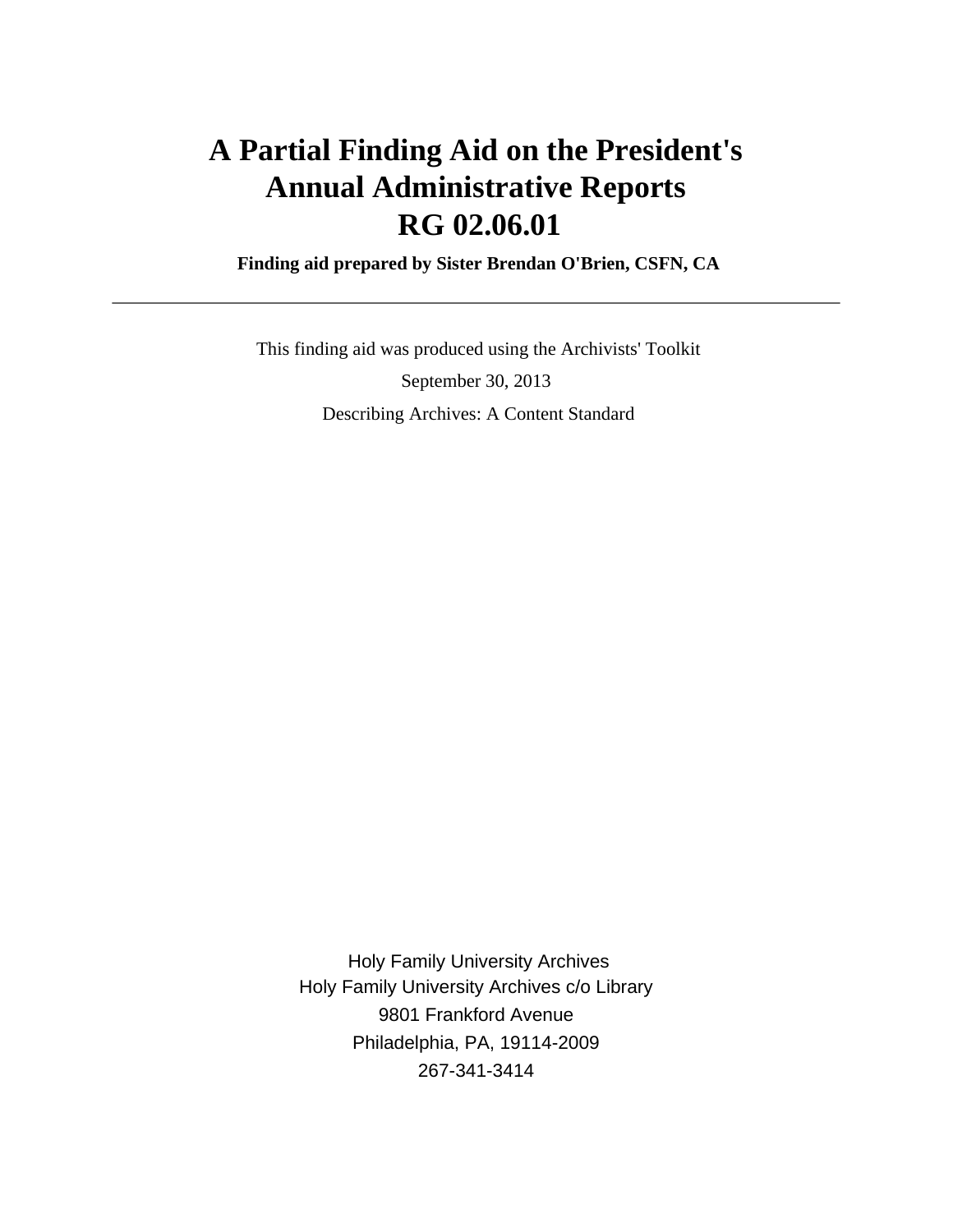# A Partial Finding Aid on the President's Annual Administrative Reports RG 02.06.01

**Finding aid prepared by Sister Brendan O'Brien, CSFN, CA**

---

This finding aid was produced using the Archivists' Toolkit

September 30, 2013

Describing Archives: A Content Standard

Holy Family University Archives
Holy Family University Archives c/o Library
9801 Frankford Avenue
Philadelphia, PA, 19114-2009
267-341-3414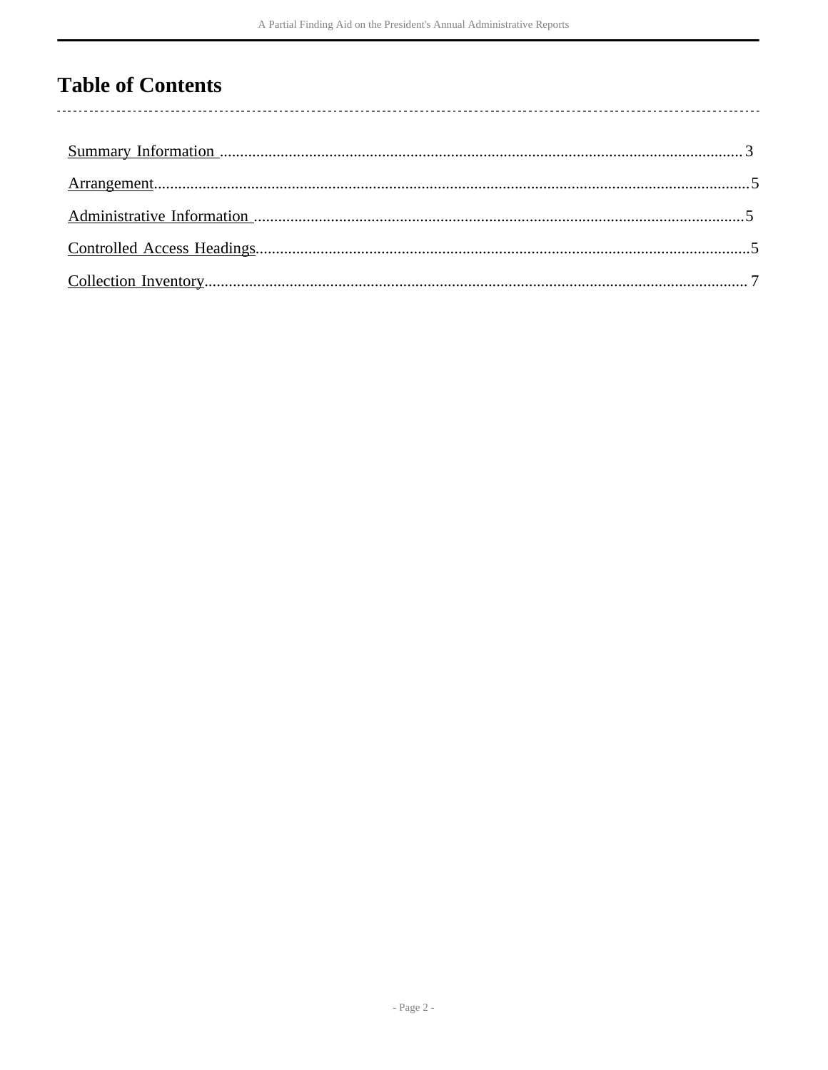# Table of Contents

Summary Information .................................................................................................................................. 3

Arrangement.................................................................................................................................................. 5

Administrative Information ......................................................................................................................... 5

Controlled Access Headings......................................................................................................................... 5

Collection Inventory...................................................................................................................................... 7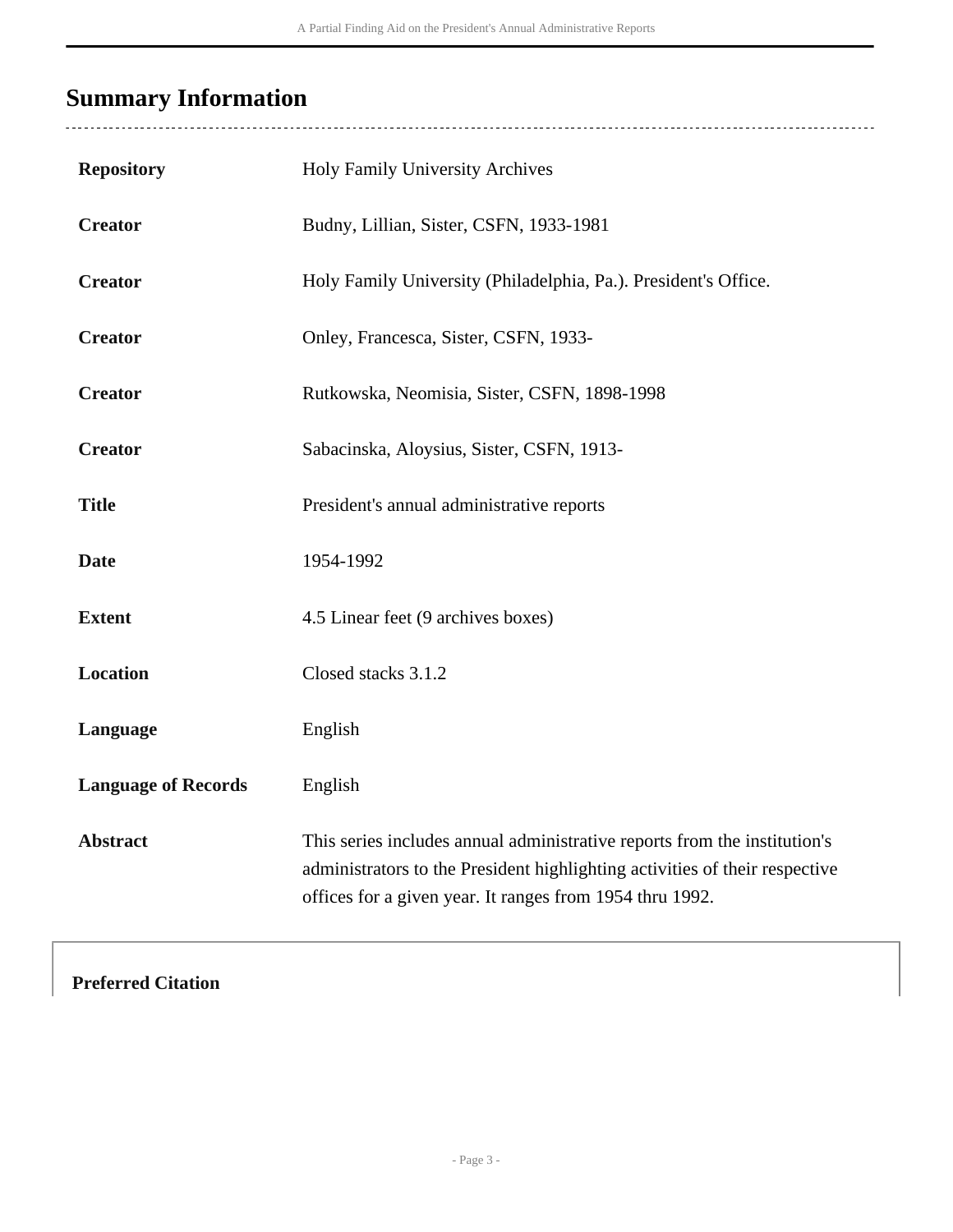## Summary Information

| | |
|---|---|
| **Repository** | Holy Family University Archives |
| **Creator** | Budny, Lillian, Sister, CSFN, 1933-1981 |
| **Creator** | Holy Family University (Philadelphia, Pa.). President's Office. |
| **Creator** | Onley, Francesca, Sister, CSFN, 1933- |
| **Creator** | Rutkowska, Neomisia, Sister, CSFN, 1898-1998 |
| **Creator** | Sabacinska, Aloysius, Sister, CSFN, 1913- |
| **Title** | President's annual administrative reports |
| **Date** | 1954-1992 |
| **Extent** | 4.5 Linear feet (9 archives boxes) |
| **Location** | Closed stacks 3.1.2 |
| **Language** | English |
| **Language of Records** | English |
| **Abstract** | This series includes annual administrative reports from the institution's administrators to the President highlighting activities of their respective offices for a given year. It ranges from 1954 thru 1992. |

**Preferred Citation**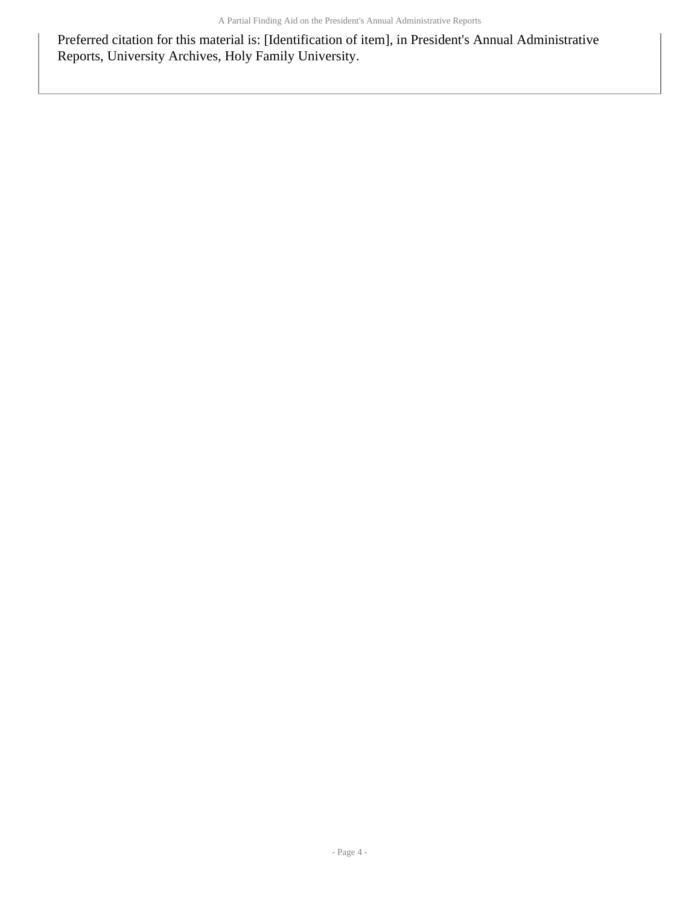Preferred citation for this material is: [Identification of item], in President's Annual Administrative Reports, University Archives, Holy Family University.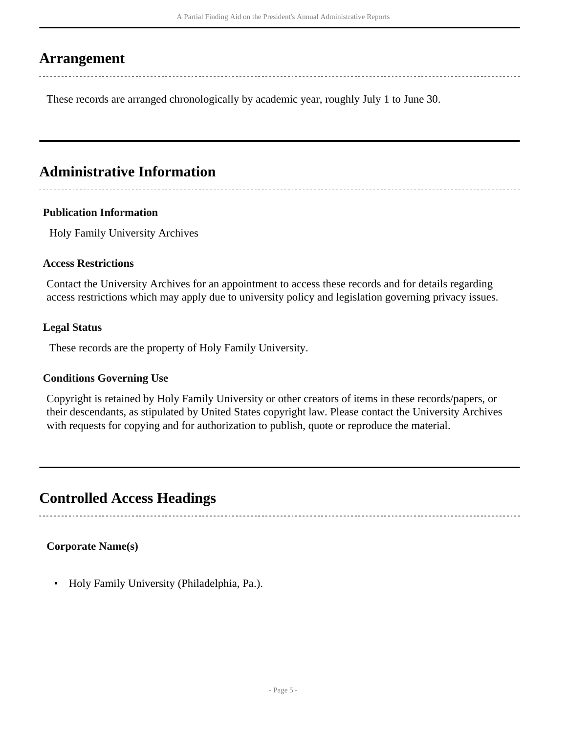## Arrangement

These records are arranged chronologically by academic year, roughly July 1 to June 30.

## Administrative Information

### Publication Information

Holy Family University Archives

### Access Restrictions

Contact the University Archives for an appointment to access these records and for details regarding access restrictions which may apply due to university policy and legislation governing privacy issues.

### Legal Status

These records are the property of Holy Family University.

### Conditions Governing Use

Copyright is retained by Holy Family University or other creators of items in these records/papers, or their descendants, as stipulated by United States copyright law. Please contact the University Archives with requests for copying and for authorization to publish, quote or reproduce the material.

## Controlled Access Headings

### Corporate Name(s)

- Holy Family University (Philadelphia, Pa.).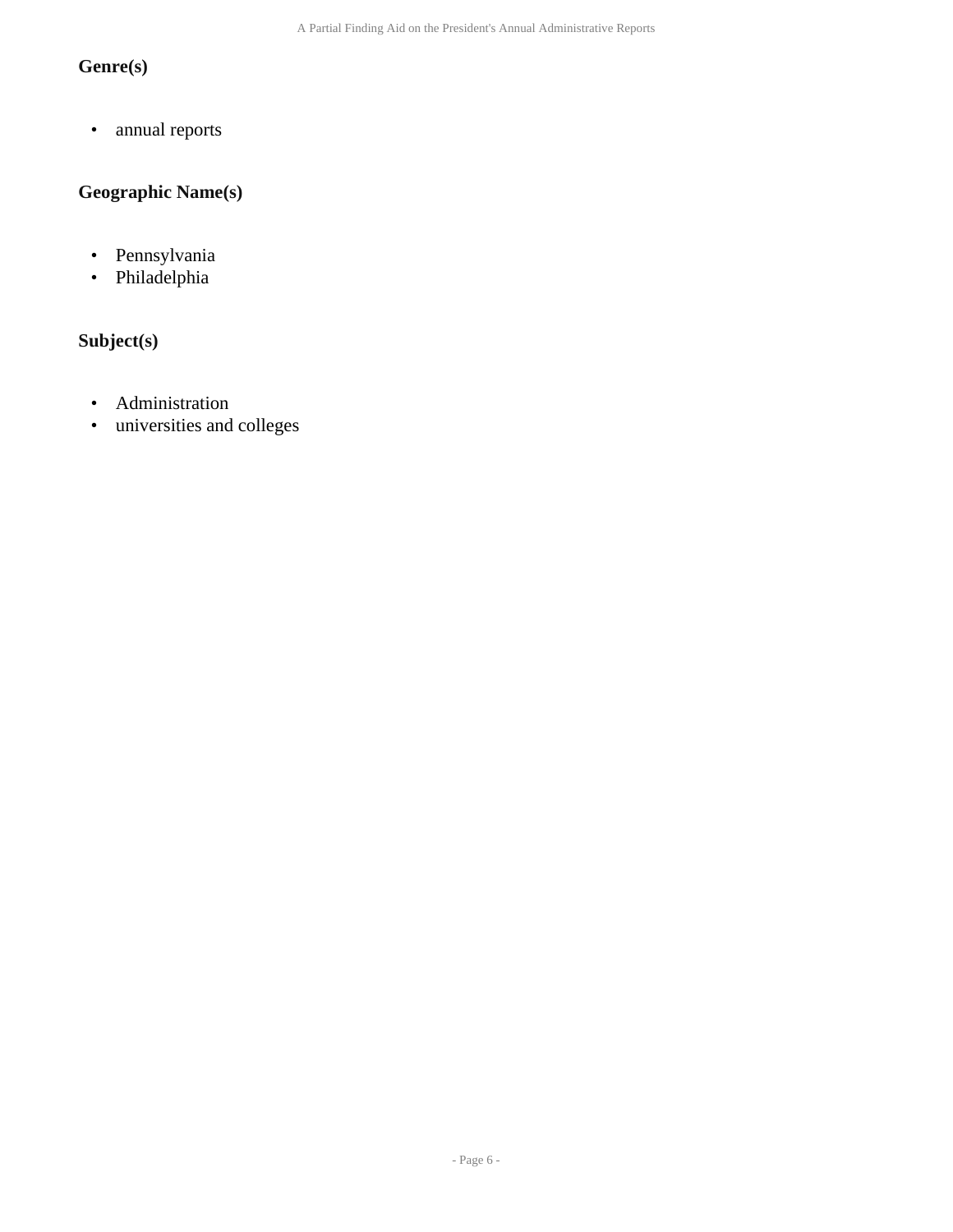### Genre(s)

- annual reports

### Geographic Name(s)

- Pennsylvania
- Philadelphia

### Subject(s)

- Administration
- universities and colleges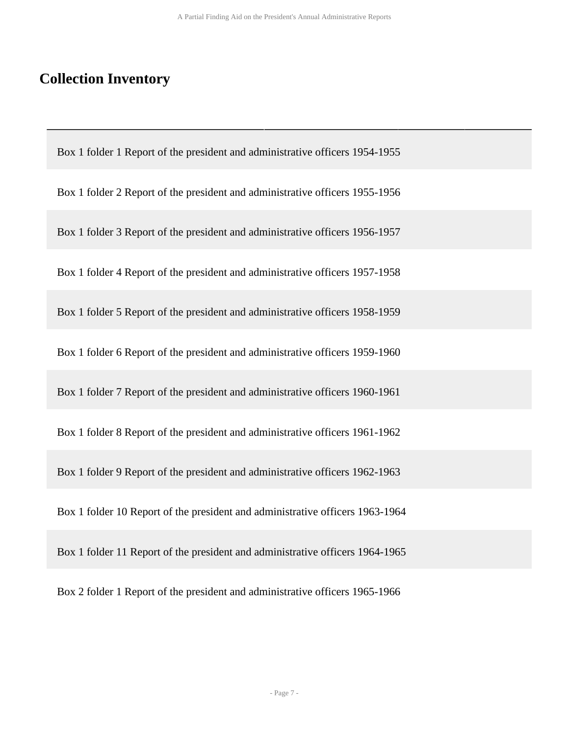## Collection Inventory

Box 1 folder 1 Report of the president and administrative officers 1954-1955

Box 1 folder 2 Report of the president and administrative officers 1955-1956

Box 1 folder 3 Report of the president and administrative officers 1956-1957

Box 1 folder 4 Report of the president and administrative officers 1957-1958

Box 1 folder 5 Report of the president and administrative officers 1958-1959

Box 1 folder 6 Report of the president and administrative officers 1959-1960

Box 1 folder 7 Report of the president and administrative officers 1960-1961

Box 1 folder 8 Report of the president and administrative officers 1961-1962

Box 1 folder 9 Report of the president and administrative officers 1962-1963

Box 1 folder 10 Report of the president and administrative officers 1963-1964

Box 1 folder 11 Report of the president and administrative officers 1964-1965

Box 2 folder 1 Report of the president and administrative officers 1965-1966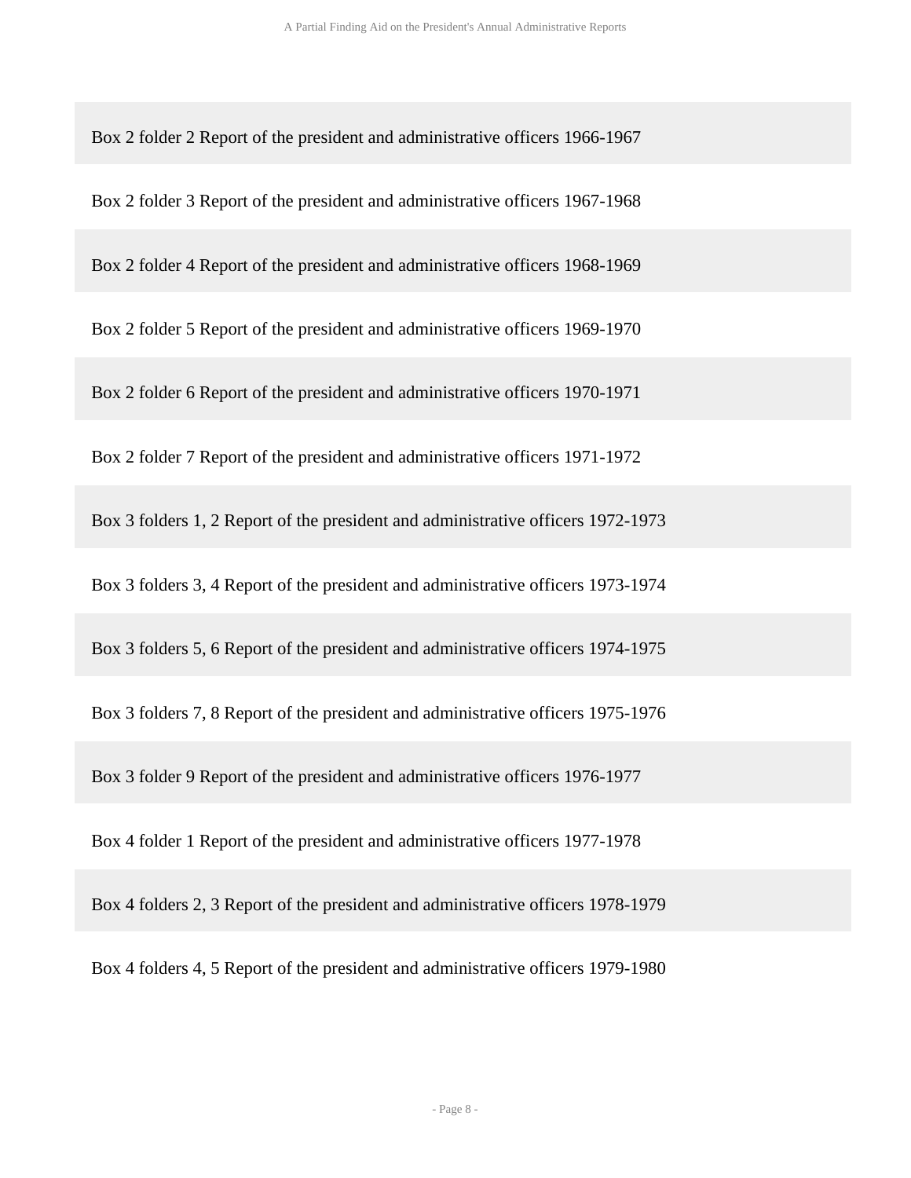Box 2 folder 2 Report of the president and administrative officers 1966-1967

Box 2 folder 3 Report of the president and administrative officers 1967-1968

Box 2 folder 4 Report of the president and administrative officers 1968-1969

Box 2 folder 5 Report of the president and administrative officers 1969-1970

Box 2 folder 6 Report of the president and administrative officers 1970-1971

Box 2 folder 7 Report of the president and administrative officers 1971-1972

Box 3 folders 1, 2 Report of the president and administrative officers 1972-1973

Box 3 folders 3, 4 Report of the president and administrative officers 1973-1974

Box 3 folders 5, 6 Report of the president and administrative officers 1974-1975

Box 3 folders 7, 8 Report of the president and administrative officers 1975-1976

Box 3 folder 9 Report of the president and administrative officers 1976-1977

Box 4 folder 1 Report of the president and administrative officers 1977-1978

Box 4 folders 2, 3 Report of the president and administrative officers 1978-1979

Box 4 folders 4, 5 Report of the president and administrative officers 1979-1980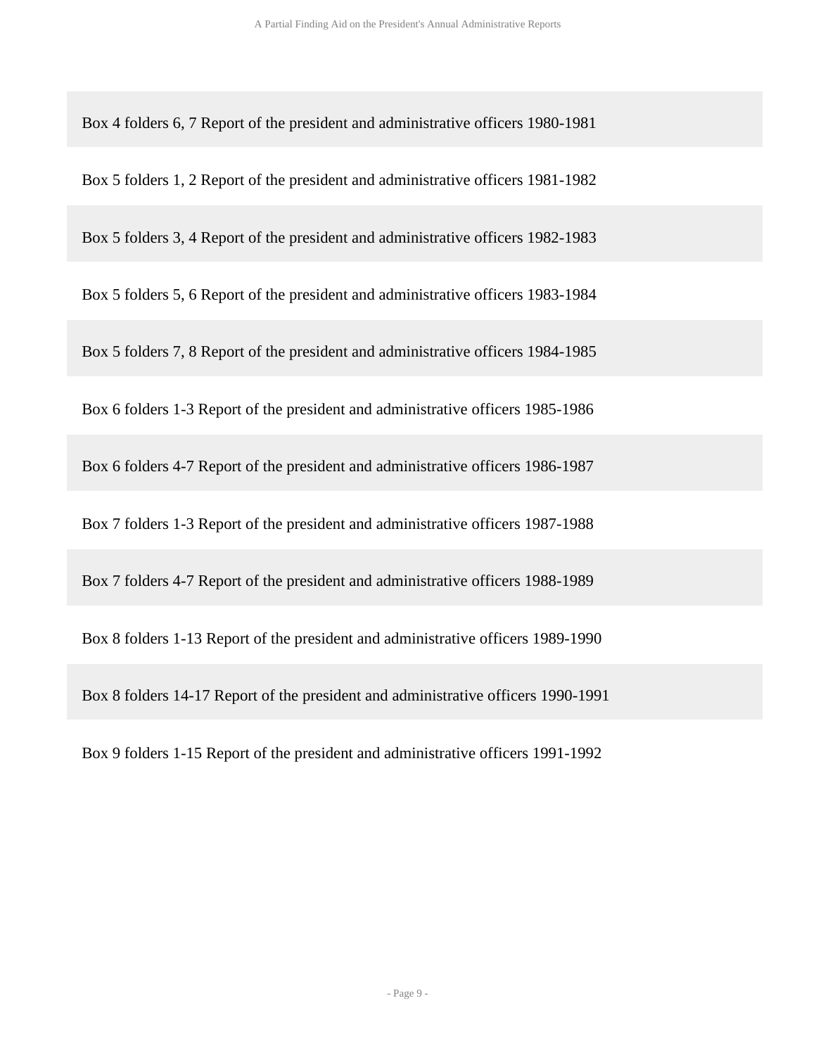Box 4 folders 6, 7 Report of the president and administrative officers 1980-1981

Box 5 folders 1, 2 Report of the president and administrative officers 1981-1982

Box 5 folders 3, 4 Report of the president and administrative officers 1982-1983

Box 5 folders 5, 6 Report of the president and administrative officers 1983-1984

Box 5 folders 7, 8 Report of the president and administrative officers 1984-1985

Box 6 folders 1-3 Report of the president and administrative officers 1985-1986

Box 6 folders 4-7 Report of the president and administrative officers 1986-1987

Box 7 folders 1-3 Report of the president and administrative officers 1987-1988

Box 7 folders 4-7 Report of the president and administrative officers 1988-1989

Box 8 folders 1-13 Report of the president and administrative officers 1989-1990

Box 8 folders 14-17 Report of the president and administrative officers 1990-1991

Box 9 folders 1-15 Report of the president and administrative officers 1991-1992